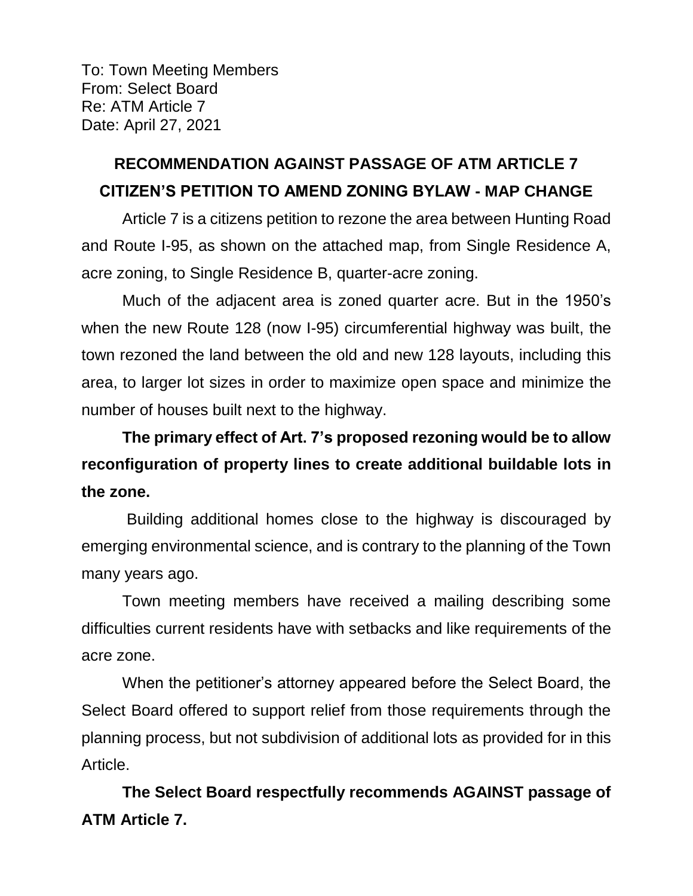To: Town Meeting Members
From: Select Board
Re: ATM Article 7
Date: April 27, 2021

## RECOMMENDATION AGAINST PASSAGE OF ATM ARTICLE 7
## CITIZEN'S PETITION TO AMEND ZONING BYLAW - MAP CHANGE

Article 7 is a citizens petition to rezone the area between Hunting Road and Route I-95, as shown on the attached map, from Single Residence A, acre zoning, to Single Residence B, quarter-acre zoning.

Much of the adjacent area is zoned quarter acre. But in the 1950's when the new Route 128 (now I-95) circumferential highway was built, the town rezoned the land between the old and new 128 layouts, including this area, to larger lot sizes in order to maximize open space and minimize the number of houses built next to the highway.

**The primary effect of Art. 7's proposed rezoning would be to allow reconfiguration of property lines to create additional buildable lots in the zone.**

Building additional homes close to the highway is discouraged by emerging environmental science, and is contrary to the planning of the Town many years ago.

Town meeting members have received a mailing describing some difficulties current residents have with setbacks and like requirements of the acre zone.

When the petitioner's attorney appeared before the Select Board, the Select Board offered to support relief from those requirements through the planning process, but not subdivision of additional lots as provided for in this Article.

**The Select Board respectfully recommends AGAINST passage of ATM Article 7.**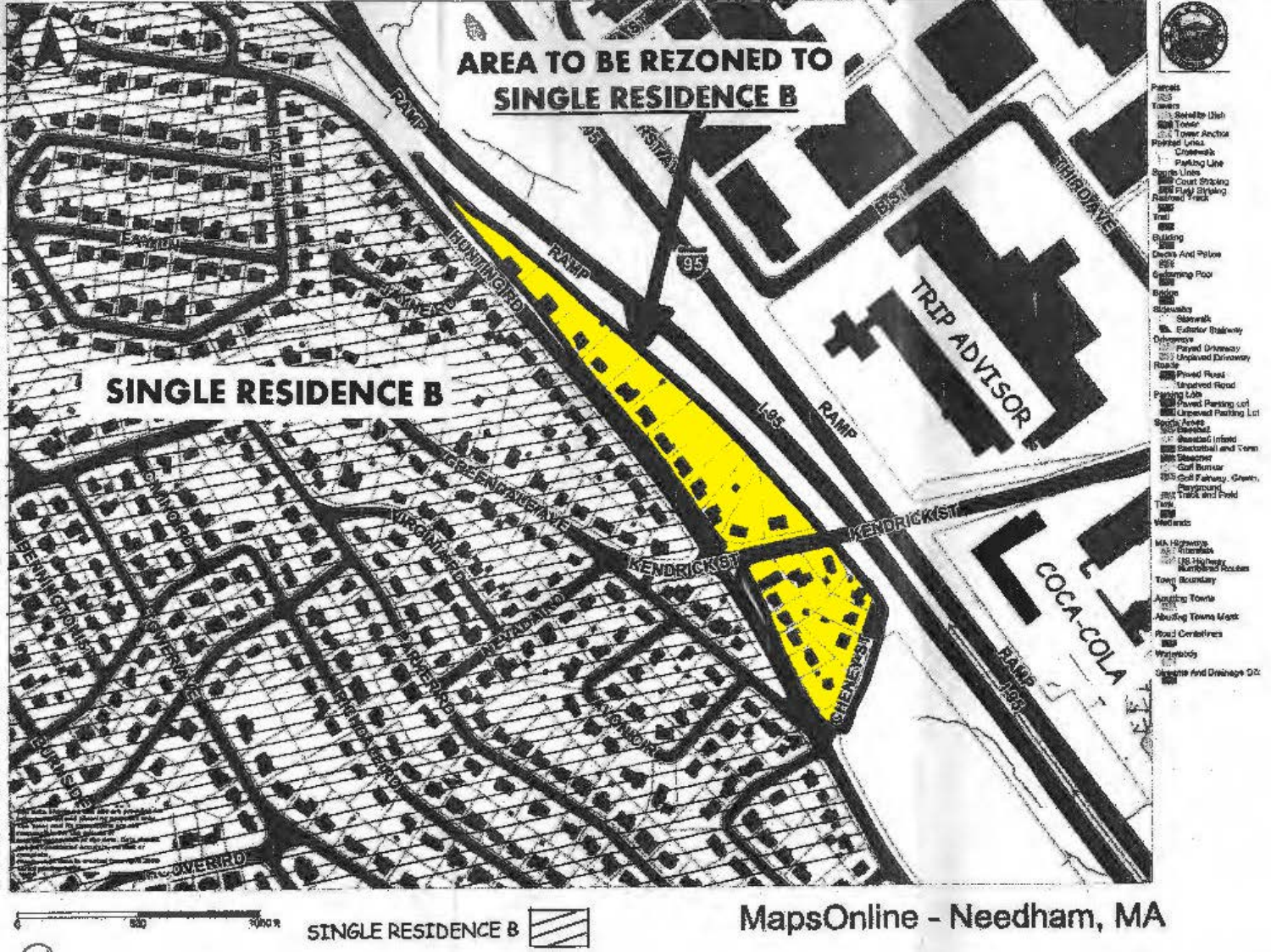AREA TO BE REZONED TO **SINGLE RESIDENCE B**

SINGLE RESIDENCE B

TRIP ADVISOR

COCA-COLA

SINGLE RESIDENCE B

MapsOnline - Needham, MA